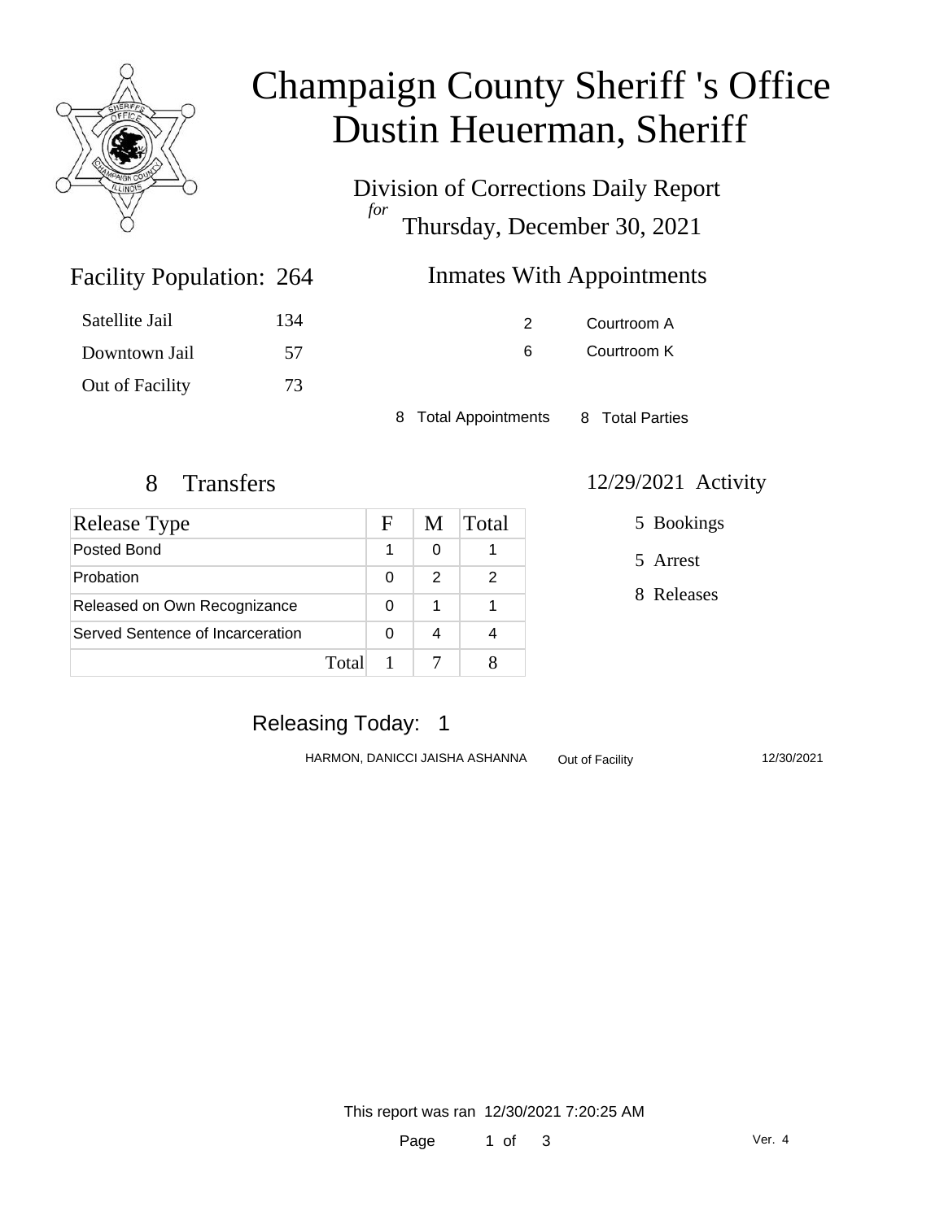# Champaign County Sheriff 's Office
# Dustin Heuerman, Sheriff

Division of Corrections Daily Report
*for*
Thursday, December 30, 2021

## Facility Population: 264

| | |
|---|---|
| Satellite Jail | 134 |
| Downtown Jail | 57 |
| Out of Facility | 73 |

## Inmates With Appointments

| | |
|---|---|
| 2 | Courtroom A |
| 6 | Courtroom K |

8 Total Appointments 8 Total Parties

## 8 Transfers

| Release Type | F | M | Total |
|---|---|---|---|
| Posted Bond | 1 | 0 | 1 |
| Probation | 0 | 2 | 2 |
| Released on Own Recognizance | 0 | 1 | 1 |
| Served Sentence of Incarceration | 0 | 4 | 4 |
| Total | 1 | 7 | 8 |

## 12/29/2021 Activity

5 Bookings

5 Arrest

8 Releases

## Releasing Today: 1

| | | |
|---|---|---|
| HARMON, DANICCI JAISHA ASHANNA | Out of Facility | 12/30/2021 |

This report was ran 12/30/2021 7:20:25 AM

Ver. 4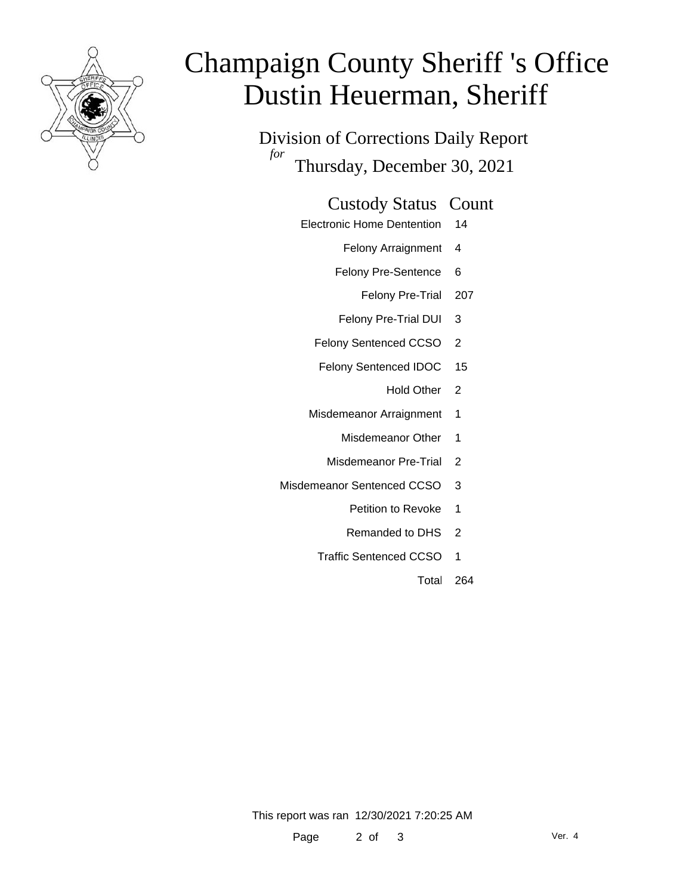# Champaign County Sheriff 's Office
# Dustin Heuerman, Sheriff

## Division of Corrections Daily Report

*for* Thursday, December 30, 2021

| Custody Status | Count |
| --- | --- |
| Electronic Home Dentention | 14 |
| Felony Arraignment | 4 |
| Felony Pre-Sentence | 6 |
| Felony Pre-Trial | 207 |
| Felony Pre-Trial DUI | 3 |
| Felony Sentenced CCSO | 2 |
| Felony Sentenced IDOC | 15 |
| Hold Other | 2 |
| Misdemeanor Arraignment | 1 |
| Misdemeanor Other | 1 |
| Misdemeanor Pre-Trial | 2 |
| Misdemeanor Sentenced CCSO | 3 |
| Petition to Revoke | 1 |
| Remanded to DHS | 2 |
| Traffic Sentenced CCSO | 1 |
| Total | 264 |

This report was ran 12/30/2021 7:20:25 AM

Ver. 4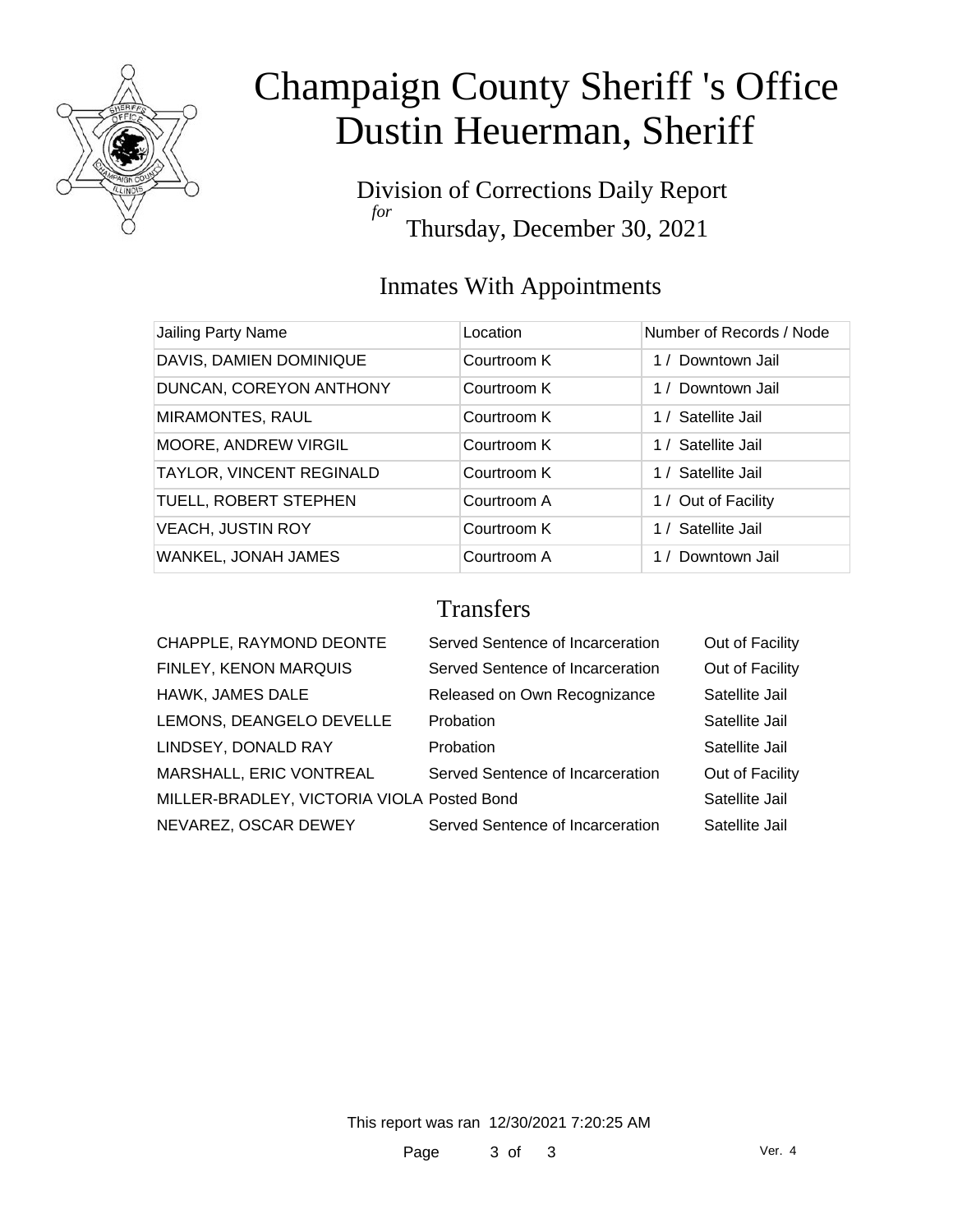# Champaign County Sheriff 's Office
# Dustin Heuerman, Sheriff

Division of Corrections Daily Report
*for*
Thursday, December 30, 2021

## Inmates With Appointments

| Jailing Party Name | Location | Number of Records / Node |
|---|---|---|
| DAVIS, DAMIEN DOMINIQUE | Courtroom K | 1 / Downtown Jail |
| DUNCAN, COREYON ANTHONY | Courtroom K | 1 / Downtown Jail |
| MIRAMONTES, RAUL | Courtroom K | 1 / Satellite Jail |
| MOORE, ANDREW VIRGIL | Courtroom K | 1 / Satellite Jail |
| TAYLOR, VINCENT REGINALD | Courtroom K | 1 / Satellite Jail |
| TUELL, ROBERT STEPHEN | Courtroom A | 1 / Out of Facility |
| VEACH, JUSTIN ROY | Courtroom K | 1 / Satellite Jail |
| WANKEL, JONAH JAMES | Courtroom A | 1 / Downtown Jail |

## Transfers

| | | |
|---|---|---|
| CHAPPLE, RAYMOND DEONTE | Served Sentence of Incarceration | Out of Facility |
| FINLEY, KENON MARQUIS | Served Sentence of Incarceration | Out of Facility |
| HAWK, JAMES DALE | Released on Own Recognizance | Satellite Jail |
| LEMONS, DEANGELO DEVELLE | Probation | Satellite Jail |
| LINDSEY, DONALD RAY | Probation | Satellite Jail |
| MARSHALL, ERIC VONTREAL | Served Sentence of Incarceration | Out of Facility |
| MILLER-BRADLEY, VICTORIA VIOLA | Posted Bond | Satellite Jail |
| NEVAREZ, OSCAR DEWEY | Served Sentence of Incarceration | Satellite Jail |

This report was ran 12/30/2021 7:20:25 AM

Ver. 4